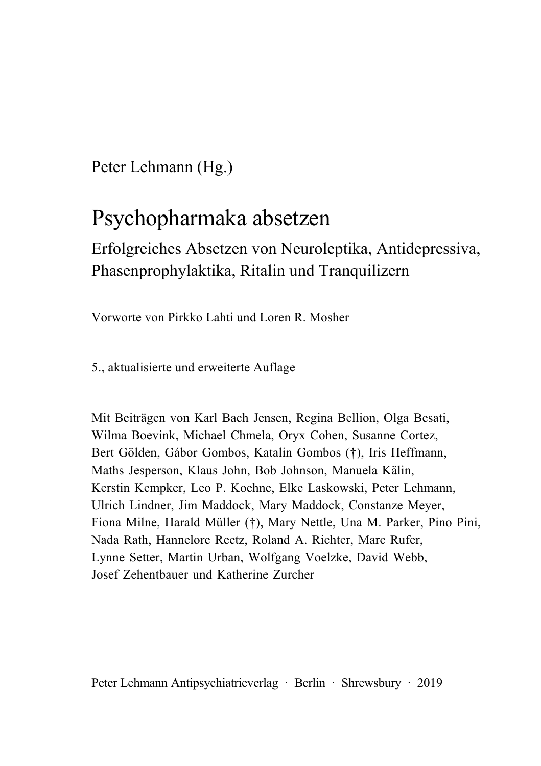Peter Lehmann (Hg.)

# Psychopharmaka absetzen

## Erfolgreiches Absetzen von Neuroleptika, Antidepressiva, Phasenprophylaktika, Ritalin und Tranquilizern

Vorworte von Pirkko Lahti und Loren R. Mosher

5., aktualisierte und erweiterte Auflage

Mit Beiträgen von Karl Bach Jensen, Regina Bellion, Olga Besati, Wilma Boevink, Michael Chmela, Oryx Cohen, Susanne Cortez, Bert Gölden, Gábor Gombos, Katalin Gombos (†), Iris Heffmann, Maths Jesperson, Klaus John, Bob Johnson, Manuela Kälin, Kerstin Kempker, Leo P. Koehne, Elke Laskowski, Peter Lehmann, Ulrich Lindner, Jim Maddock, Mary Maddock, Constanze Meyer, Fiona Milne, Harald Müller (†), Mary Nettle, Una M. Parker, Pino Pini, Nada Rath, Hannelore Reetz, Roland A. Richter, Marc Rufer, Lynne Setter, Martin Urban, Wolfgang Voelzke, David Webb, Josef Zehentbauer und Katherine Zurcher

Peter Lehmann Antipsychiatrieverlag · Berlin · Shrewsbury · 2019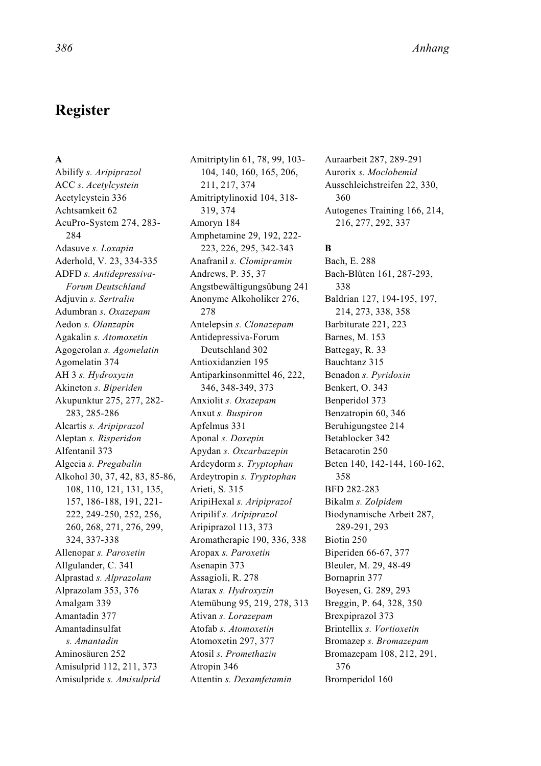# Register

**A**

Abilify *s. Aripiprazol*
ACC *s. Acetylcystein*
Acetylcystein 336
Achtsamkeit 62
AcuPro-System 274, 283-284
Adasuve *s. Loxapin*
Aderhold, V. 23, 334-335
ADFD *s. Antidepressiva-Forum Deutschland*
Adjuvin *s. Sertralin*
Adumbran *s. Oxazepam*
Aedon *s. Olanzapin*
Agakalin *s. Atomoxetin*
Agogerolan *s. Agomelatin*
Agomelatin 374
AH 3 *s. Hydroxyzin*
Akineton *s. Biperiden*
Akupunktur 275, 277, 282-283, 285-286
Alcartis *s. Aripiprazol*
Aleptan *s. Risperidon*
Alfentanil 373
Algecia *s. Pregabalin*
Alkohol 30, 37, 42, 83, 85-86, 108, 110, 121, 131, 135, 157, 186-188, 191, 221-222, 249-250, 252, 256, 260, 268, 271, 276, 299, 324, 337-338
Allenopar *s. Paroxetin*
Allgulander, C. 341
Alprastad *s. Alprazolam*
Alprazolam 353, 376
Amalgam 339
Amantadin 377
Amantadinsulfat *s. Amantadin*
Aminosäuren 252
Amisulprid 112, 211, 373
Amisulpride *s. Amisulprid*
Amitriptylin 61, 78, 99, 103-104, 140, 160, 165, 206, 211, 217, 374
Amitriptylinoxid 104, 318-319, 374
Amoryn 184
Amphetamine 29, 192, 222-223, 226, 295, 342-343
Anafranil *s. Clomipramin*
Andrews, P. 35, 37
Angstbewältigungsübung 241
Anonyme Alkoholiker 276, 278
Antelepsin *s. Clonazepam*
Antidepressiva-Forum Deutschland 302
Antioxidanzien 195
Antiparkinsonmittel 46, 222, 346, 348-349, 373
Anxiolit *s. Oxazepam*
Anxut *s. Buspiron*
Apfelmus 331
Aponal *s. Doxepin*
Apydan *s. Oxcarbazepin*
Ardeydorm *s. Tryptophan*
Ardeytropin *s. Tryptophan*
Arieti, S. 315
AripiHexal *s. Aripiprazol*
Aripilif *s. Aripiprazol*
Aripiprazol 113, 373
Aromatherapie 190, 336, 338
Aropax *s. Paroxetin*
Asenapin 373
Assagioli, R. 278
Atarax *s. Hydroxyzin*
Atemübung 95, 219, 278, 313
Ativan *s. Lorazepam*
Atofab *s. Atomoxetin*
Atomoxetin 297, 377
Atosil *s. Promethazin*
Atropin 346
Attentin *s. Dexamfetamin*
Auraarbeit 287, 289-291
Aurorix *s. Moclobemid*
Ausschleichstreifen 22, 330, 360
Autogenes Training 166, 214, 216, 277, 292, 337

**B**

Bach, E. 288
Bach-Blüten 161, 287-293, 338
Baldrian 127, 194-195, 197, 214, 273, 338, 358
Barbiturate 221, 223
Barnes, M. 153
Battegay, R. 33
Bauchtanz 315
Benadon *s. Pyridoxin*
Benkert, O. 343
Benperidol 373
Benzatropin 60, 346
Beruhigungstee 214
Betablocker 342
Betacarotin 250
Beten 140, 142-144, 160-162, 358
BFD 282-283
Bikalm *s. Zolpidem*
Biodynamische Arbeit 287, 289-291, 293
Biotin 250
Biperiden 66-67, 377
Bleuler, M. 29, 48-49
Bornaprin 377
Boyesen, G. 289, 293
Breggin, P. 64, 328, 350
Brexpiprazol 373
Brintellix *s. Vortioxetin*
Bromazep *s. Bromazepam*
Bromazepam 108, 212, 291, 376
Bromperidol 160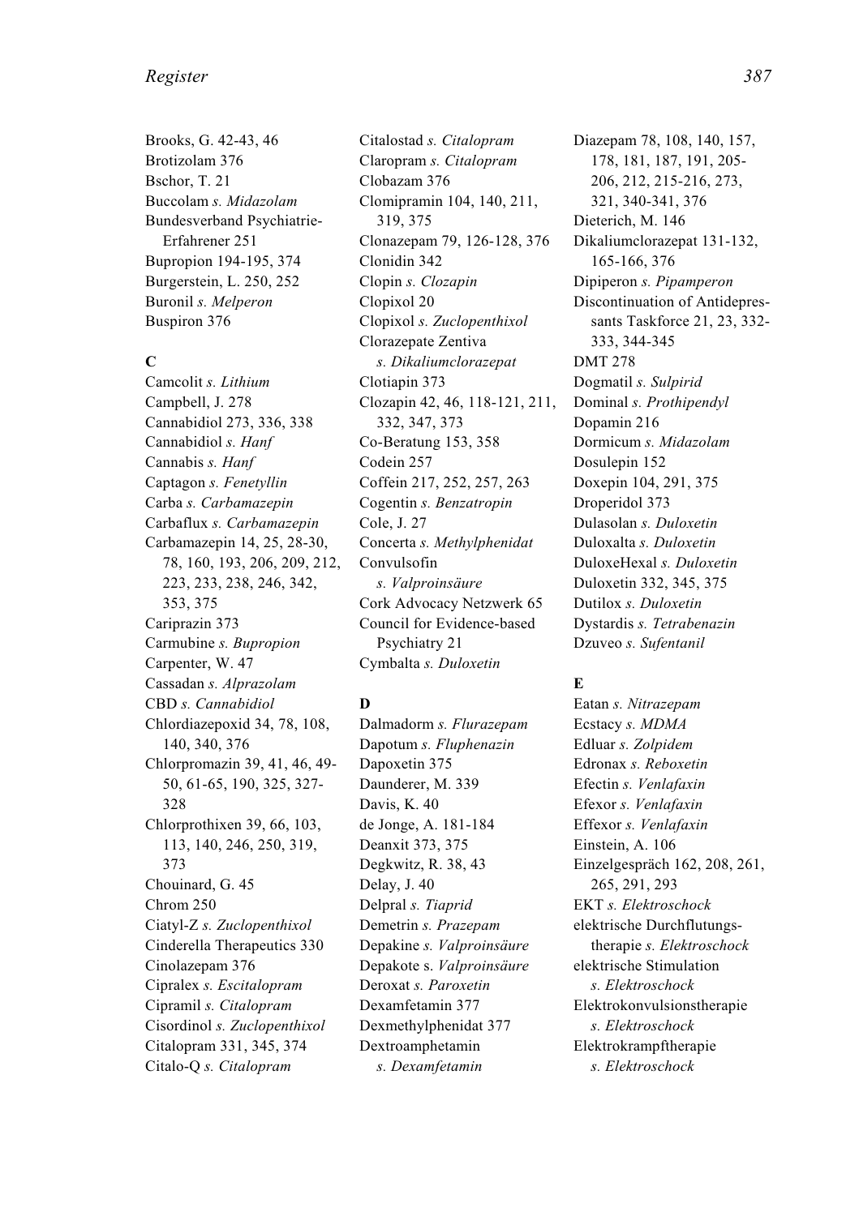Brooks, G. 42-43, 46
Brotizolam 376
Bschor, T. 21
Buccolam *s. Midazolam*
Bundesverband Psychiatrie-Erfahrener 251
Bupropion 194-195, 374
Burgerstein, L. 250, 252
Buronil *s. Melperon*
Buspiron 376

**C**

Camcolit *s. Lithium*
Campbell, J. 278
Cannabidiol 273, 336, 338
Cannabidiol *s. Hanf*
Cannabis *s. Hanf*
Captagon *s. Fenetyllin*
Carba *s. Carbamazepin*
Carbaflux *s. Carbamazepin*
Carbamazepin 14, 25, 28-30, 78, 160, 193, 206, 209, 212, 223, 233, 238, 246, 342, 353, 375
Cariprazin 373
Carmubine *s. Bupropion*
Carpenter, W. 47
Cassadan *s. Alprazolam*
CBD *s. Cannabidiol*
Chlordiazepoxid 34, 78, 108, 140, 340, 376
Chlorpromazin 39, 41, 46, 49-50, 61-65, 190, 325, 327-328
Chlorprothixen 39, 66, 103, 113, 140, 246, 250, 319, 373
Chouinard, G. 45
Chrom 250
Ciatyl-Z *s. Zuclopenthixol*
Cinderella Therapeutics 330
Cinolazepam 376
Cipralex *s. Escitalopram*
Cipramil *s. Citalopram*
Cisordinol *s. Zuclopenthixol*
Citalopram 331, 345, 374
Citalo-Q *s. Citalopram*
Citalostad *s. Citalopram*
Claropram *s. Citalopram*
Clobazam 376
Clomipramin 104, 140, 211, 319, 375
Clonazepam 79, 126-128, 376
Clonidin 342
Clopin *s. Clozapin*
Clopixol 20
Clopixol *s. Zuclopenthixol*
Clorazepate Zentiva *s. Dikaliumclorazepat*
Clotiapin 373
Clozapin 42, 46, 118-121, 211, 332, 347, 373
Co-Beratung 153, 358
Codein 257
Coffein 217, 252, 257, 263
Cogentin *s. Benzatropin*
Cole, J. 27
Concerta *s. Methylphenidat*
Convulsofin *s. Valproinsäure*
Cork Advocacy Netzwerk 65
Council for Evidence-based Psychiatry 21
Cymbalta *s. Duloxetin*

**D**

Dalmadorm *s. Flurazepam*
Dapotum *s. Fluphenazin*
Dapoxetin 375
Daunderer, M. 339
Davis, K. 40
de Jonge, A. 181-184
Deanxit 373, 375
Degkwitz, R. 38, 43
Delay, J. 40
Delpral *s. Tiaprid*
Demetrin *s. Prazepam*
Depakine *s. Valproinsäure*
Depakote s. *Valproinsäure*
Deroxat *s. Paroxetin*
Dexamfetamin 377
Dexmethylphenidat 377
Dextroamphetamin *s. Dexamfetamin*
Diazepam 78, 108, 140, 157, 178, 181, 187, 191, 205-206, 212, 215-216, 273, 321, 340-341, 376
Dieterich, M. 146
Dikaliumclorazepat 131-132, 165-166, 376
Dipiperon *s. Pipamperon*
Discontinuation of Antidepressants Taskforce 21, 23, 332-333, 344-345
DMT 278
Dogmatil *s. Sulpirid*
Dominal *s. Prothipendyl*
Dopamin 216
Dormicum *s. Midazolam*
Dosulepin 152
Doxepin 104, 291, 375
Droperidol 373
Dulasolan *s. Duloxetin*
Duloxalta *s. Duloxetin*
DuloxeHexal *s. Duloxetin*
Duloxetin 332, 345, 375
Dutilox *s. Duloxetin*
Dystardis *s. Tetrabenazin*
Dzuveo *s. Sufentanil*

**E**

Eatan *s. Nitrazepam*
Ecstacy *s. MDMA*
Edluar *s. Zolpidem*
Edronax *s. Reboxetin*
Efectin *s. Venlafaxin*
Efexor *s. Venlafaxin*
Effexor *s. Venlafaxin*
Einstein, A. 106
Einzelgespräch 162, 208, 261, 265, 291, 293
EKT *s. Elektroschock*
elektrische Durchflutungstherapie *s. Elektroschock*
elektrische Stimulation *s. Elektroschock*
Elektrokonvulsionstherapie *s. Elektroschock*
Elektrokrampftherapie *s. Elektroschock*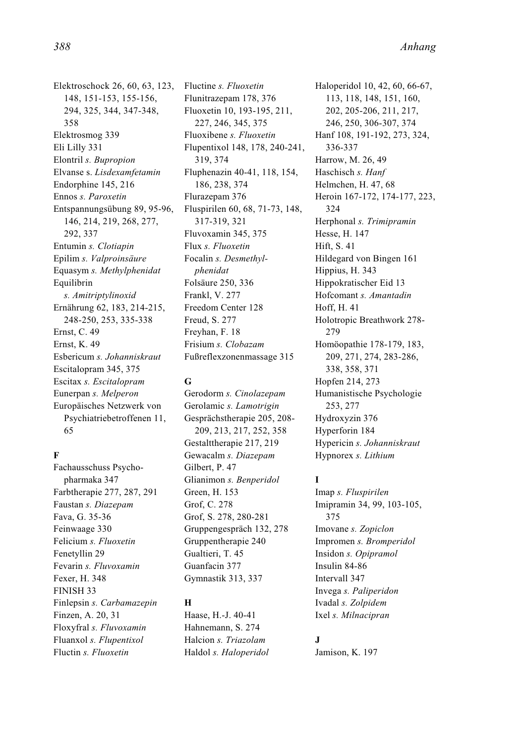Elektroschock 26, 60, 63, 123, 148, 151-153, 155-156, 294, 325, 344, 347-348, 358
Elektrosmog 339
Eli Lilly 331
Elontril *s. Bupropion*
Elvanse s. *Lisdexamfetamin*
Endorphine 145, 216
Ennos *s. Paroxetin*
Entspannungsübung 89, 95-96, 146, 214, 219, 268, 277, 292, 337
Entumin *s. Clotiapin*
Epilim *s. Valproinsäure*
Equasym *s. Methylphenidat*
Equilibrin *s. Amitriptylinoxid*
Ernährung 62, 183, 214-215, 248-250, 253, 335-338
Ernst, C. 49
Ernst, K. 49
Esbericum *s. Johanniskraut*
Escitalopram 345, 375
Escitax *s. Escitalopram*
Eunerpan *s. Melperon*
Europäisches Netzwerk von Psychiatriebetroffenen 11, 65

**F**

Fachausschuss Psychopharmaka 347
Farbtherapie 277, 287, 291
Faustan *s. Diazepam*
Fava, G. 35-36
Feinwaage 330
Felicium *s. Fluoxetin*
Fenetyllin 29
Fevarin *s. Fluvoxamin*
Fexer, H. 348
FINISH 33
Finlepsin *s. Carbamazepin*
Finzen, A. 20, 31
Floxyfral *s. Fluvoxamin*
Fluanxol *s. Flupentixol*
Fluctin *s. Fluoxetin*
Fluctine *s. Fluoxetin*
Flunitrazepam 178, 376
Fluoxetin 10, 193-195, 211, 227, 246, 345, 375
Fluoxibene *s. Fluoxetin*
Flupentixol 148, 178, 240-241, 319, 374
Fluphenazin 40-41, 118, 154, 186, 238, 374
Flurazepam 376
Fluspirilen 60, 68, 71-73, 148, 317-319, 321
Fluvoxamin 345, 375
Flux *s. Fluoxetin*
Focalin *s. Desmethylphenidat*
Folsäure 250, 336
Frankl, V. 277
Freedom Center 128
Freud, S. 277
Freyhan, F. 18
Frisium *s. Clobazam*
Fußreflexzonenmassage 315

**G**

Gerodorm *s. Cinolazepam*
Gerolamic *s. Lamotrigin*
Gesprächstherapie 205, 208-209, 213, 217, 252, 358
Gestalttherapie 217, 219
Gewacalm *s. Diazepam*
Gilbert, P. 47
Glianimon *s. Benperidol*
Green, H. 153
Grof, C. 278
Grof, S. 278, 280-281
Gruppengespräch 132, 278
Gruppentherapie 240
Gualtieri, T. 45
Guanfacin 377
Gymnastik 313, 337

**H**

Haase, H.-J. 40-41
Hahnemann, S. 274
Halcion *s. Triazolam*
Haldol *s. Haloperidol*
Haloperidol 10, 42, 60, 66-67, 113, 118, 148, 151, 160, 202, 205-206, 211, 217, 246, 250, 306-307, 374
Hanf 108, 191-192, 273, 324, 336-337
Harrow, M. 26, 49
Haschisch *s. Hanf*
Helmchen, H. 47, 68
Heroin 167-172, 174-177, 223, 324
Herphonal *s. Trimipramin*
Hesse, H. 147
Hift, S. 41
Hildegard von Bingen 161
Hippius, H. 343
Hippokratischer Eid 13
Hofcomant *s. Amantadin*
Hoff, H. 41
Holotropic Breathwork 278-279
Homöopathie 178-179, 183, 209, 271, 274, 283-286, 338, 358, 371
Hopfen 214, 273
Humanistische Psychologie 253, 277
Hydroxyzin 376
Hyperforin 184
Hypericin *s. Johanniskraut*
Hypnorex *s. Lithium*

**I**

Imap *s. Fluspirilen*
Imipramin 34, 99, 103-105, 375
Imovane *s. Zopiclon*
Impromen *s. Bromperidol*
Insidon *s. Opipramol*
Insulin 84-86
Intervall 347
Invega *s. Paliperidon*
Ivadal *s. Zolpidem*
Ixel *s. Milnacipran*

**J**

Jamison, K. 197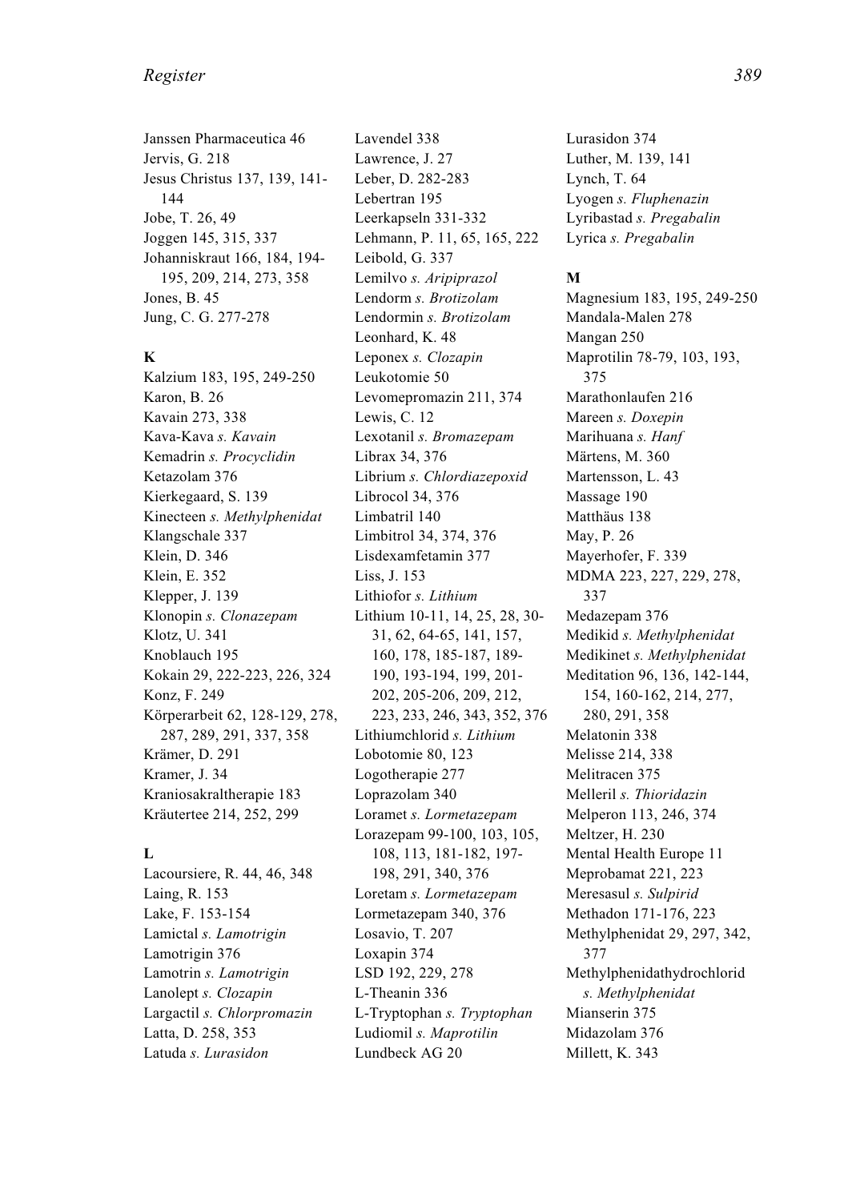Janssen Pharmaceutica 46
Jervis, G. 218
Jesus Christus 137, 139, 141-144
Jobe, T. 26, 49
Joggen 145, 315, 337
Johanniskraut 166, 184, 194-195, 209, 214, 273, 358
Jones, B. 45
Jung, C. G. 277-278

**K**

Kalzium 183, 195, 249-250
Karon, B. 26
Kavain 273, 338
Kava-Kava *s. Kavain*
Kemadrin *s. Procyclidin*
Ketazolam 376
Kierkegaard, S. 139
Kinecteen *s. Methylphenidat*
Klangschale 337
Klein, D. 346
Klein, E. 352
Klepper, J. 139
Klonopin *s. Clonazepam*
Klotz, U. 341
Knoblauch 195
Kokain 29, 222-223, 226, 324
Konz, F. 249
Körperarbeit 62, 128-129, 278, 287, 289, 291, 337, 358
Krämer, D. 291
Kramer, J. 34
Kraniosakraltherapie 183
Kräutertee 214, 252, 299

**L**

Lacoursiere, R. 44, 46, 348
Laing, R. 153
Lake, F. 153-154
Lamictal *s. Lamotrigin*
Lamotrigin 376
Lamotrin *s. Lamotrigin*
Lanolept *s. Clozapin*
Largactil *s. Chlorpromazin*
Latta, D. 258, 353
Latuda *s. Lurasidon*
Lavendel 338
Lawrence, J. 27
Leber, D. 282-283
Lebertran 195
Leerkapseln 331-332
Lehmann, P. 11, 65, 165, 222
Leibold, G. 337
Lemilvo *s. Aripiprazol*
Lendorm *s. Brotizolam*
Lendormin *s. Brotizolam*
Leonhard, K. 48
Leponex *s. Clozapin*
Leukotomie 50
Levomepromazin 211, 374
Lewis, C. 12
Lexotanil *s. Bromazepam*
Librax 34, 376
Librium *s. Chlordiazepoxid*
Librocol 34, 376
Limbatril 140
Limbitrol 34, 374, 376
Lisdexamfetamin 377
Liss, J. 153
Lithiofor *s. Lithium*
Lithium 10-11, 14, 25, 28, 30-31, 62, 64-65, 141, 157, 160, 178, 185-187, 189-190, 193-194, 199, 201-202, 205-206, 209, 212, 223, 233, 246, 343, 352, 376
Lithiumchlorid *s. Lithium*
Lobotomie 80, 123
Logotherapie 277
Loprazolam 340
Loramet *s. Lormetazepam*
Lorazepam 99-100, 103, 105, 108, 113, 181-182, 197-198, 291, 340, 376
Loretam *s. Lormetazepam*
Lormetazepam 340, 376
Losavio, T. 207
Loxapin 374
LSD 192, 229, 278
L-Theanin 336
L-Tryptophan *s. Tryptophan*
Ludiomil *s. Maprotilin*
Lundbeck AG 20
Lurasidon 374
Luther, M. 139, 141
Lynch, T. 64
Lyogen *s. Fluphenazin*
Lyribastad *s. Pregabalin*
Lyrica *s. Pregabalin*

**M**

Magnesium 183, 195, 249-250
Mandala-Malen 278
Mangan 250
Maprotilin 78-79, 103, 193, 375
Marathonlaufen 216
Mareen *s. Doxepin*
Marihuana *s. Hanf*
Märtens, M. 360
Martensson, L. 43
Massage 190
Matthäus 138
May, P. 26
Mayerhofer, F. 339
MDMA 223, 227, 229, 278, 337
Medazepam 376
Medikid *s. Methylphenidat*
Medikinet *s. Methylphenidat*
Meditation 96, 136, 142-144, 154, 160-162, 214, 277, 280, 291, 358
Melatonin 338
Melisse 214, 338
Melitracen 375
Melleril *s. Thioridazin*
Melperon 113, 246, 374
Meltzer, H. 230
Mental Health Europe 11
Meprobamat 221, 223
Meresasul *s. Sulpirid*
Methadon 171-176, 223
Methylphenidat 29, 297, 342, 377
Methylphenidathydrochlorid *s. Methylphenidat*
Mianserin 375
Midazolam 376
Millett, K. 343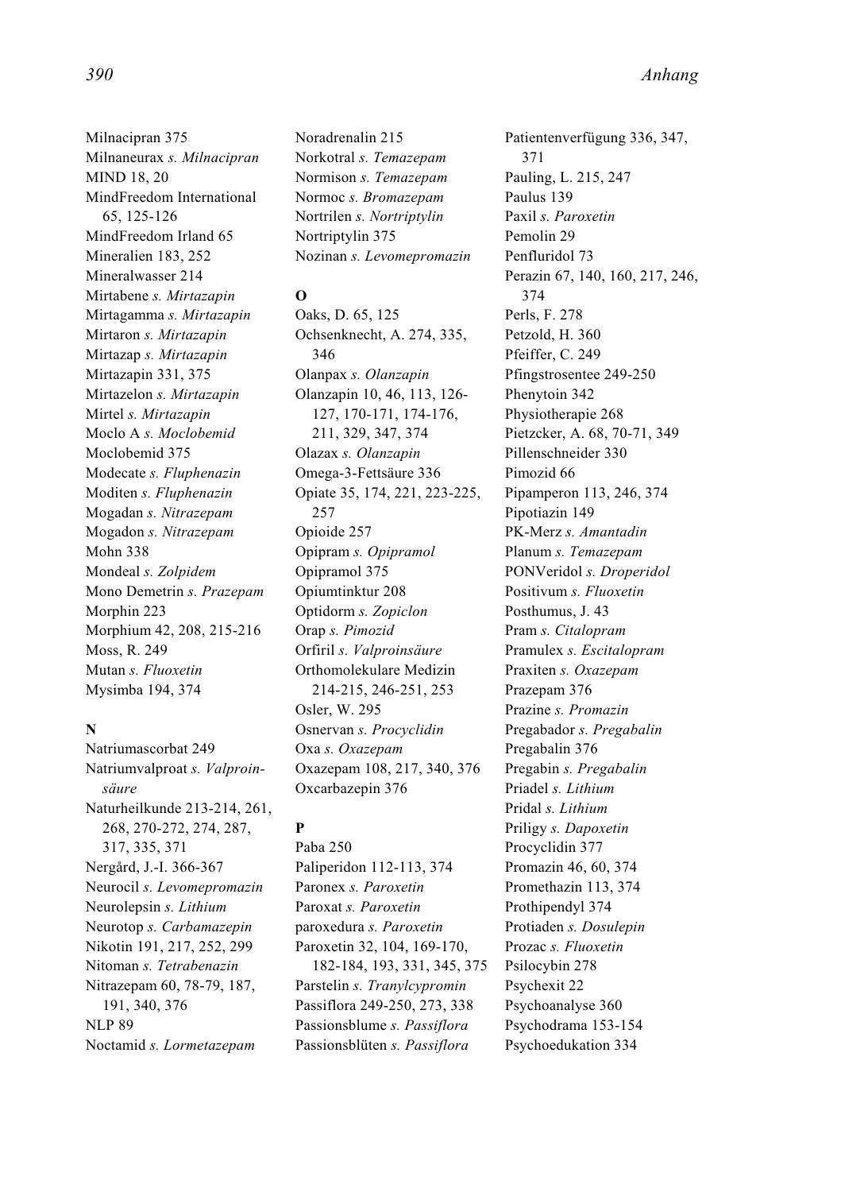Milnacipran 375
Milnaneurax *s. Milnacipran*
MIND 18, 20
MindFreedom International 65, 125-126
MindFreedom Irland 65
Mineralien 183, 252
Mineralwasser 214
Mirtabene *s. Mirtazapin*
Mirtagamma *s. Mirtazapin*
Mirtaron *s. Mirtazapin*
Mirtazap *s. Mirtazapin*
Mirtazapin 331, 375
Mirtazelon *s. Mirtazapin*
Mirtel *s. Mirtazapin*
Moclo A *s. Moclobemid*
Moclobemid 375
Modecate *s. Fluphenazin*
Moditen *s. Fluphenazin*
Mogadan *s. Nitrazepam*
Mogadon *s. Nitrazepam*
Mohn 338
Mondeal *s. Zolpidem*
Mono Demetrin *s. Prazepam*
Morphin 223
Morphium 42, 208, 215-216
Moss, R. 249
Mutan *s. Fluoxetin*
Mysimba 194, 374

**N**

Natriumascorbat 249
Natriumvalproat *s. Valproinsäure*
Naturheilkunde 213-214, 261, 268, 270-272, 274, 287, 317, 335, 371
Nergård, J.-I. 366-367
Neurocil *s. Levomepromazin*
Neurolepsin *s. Lithium*
Neurotop *s. Carbamazepin*
Nikotin 191, 217, 252, 299
Nitoman *s. Tetrabenazin*
Nitrazepam 60, 78-79, 187, 191, 340, 376
NLP 89
Noctamid *s. Lormetazepam*
Noradrenalin 215
Norkotral *s. Temazepam*
Normison *s. Temazepam*
Normoc *s. Bromazepam*
Nortrilen *s. Nortriptylin*
Nortriptylin 375
Nozinan *s. Levomepromazin*

**O**

Oaks, D. 65, 125
Ochsenknecht, A. 274, 335, 346
Olanpax *s. Olanzapin*
Olanzapin 10, 46, 113, 126-127, 170-171, 174-176, 211, 329, 347, 374
Olazax *s. Olanzapin*
Omega-3-Fettsäure 336
Opiate 35, 174, 221, 223-225, 257
Opioide 257
Opipram *s. Opipramol*
Opipramol 375
Opiumtinktur 208
Optidorm *s. Zopiclon*
Orap *s. Pimozid*
Orfiril *s. Valproinsäure*
Orthomolekulare Medizin 214-215, 246-251, 253
Osler, W. 295
Osnervan *s. Procyclidin*
Oxa *s. Oxazepam*
Oxazepam 108, 217, 340, 376
Oxcarbazepin 376

**P**

Paba 250
Paliperidon 112-113, 374
Paronex *s. Paroxetin*
Paroxat *s. Paroxetin*
paroxedura *s. Paroxetin*
Paroxetin 32, 104, 169-170, 182-184, 193, 331, 345, 375
Parstelin *s. Tranylcypromin*
Passiflora 249-250, 273, 338
Passionsblume *s. Passiflora*
Passionsblüten *s. Passiflora*
Patientenverfügung 336, 347, 371
Pauling, L. 215, 247
Paulus 139
Paxil *s. Paroxetin*
Pemolin 29
Penfluridol 73
Perazin 67, 140, 160, 217, 246, 374
Perls, F. 278
Petzold, H. 360
Pfeiffer, C. 249
Pfingstrosentee 249-250
Phenytoin 342
Physiotherapie 268
Pietzcker, A. 68, 70-71, 349
Pillenschneider 330
Pimozid 66
Pipamperon 113, 246, 374
Pipotiazin 149
PK-Merz *s. Amantadin*
Planum *s. Temazepam*
PONVeridol *s. Droperidol*
Positivum *s. Fluoxetin*
Posthumus, J. 43
Pram *s. Citalopram*
Pramulex *s. Escitalopram*
Praxiten *s. Oxazepam*
Prazepam 376
Prazine *s. Promazin*
Pregabador *s. Pregabalin*
Pregabalin 376
Pregabin *s. Pregabalin*
Priadel *s. Lithium*
Pridal *s. Lithium*
Priligy *s. Dapoxetin*
Procyclidin 377
Promazin 46, 60, 374
Promethazin 113, 374
Prothipendyl 374
Protiaden *s. Dosulepin*
Prozac *s. Fluoxetin*
Psilocybin 278
Psychexit 22
Psychoanalyse 360
Psychodrama 153-154
Psychoedukation 334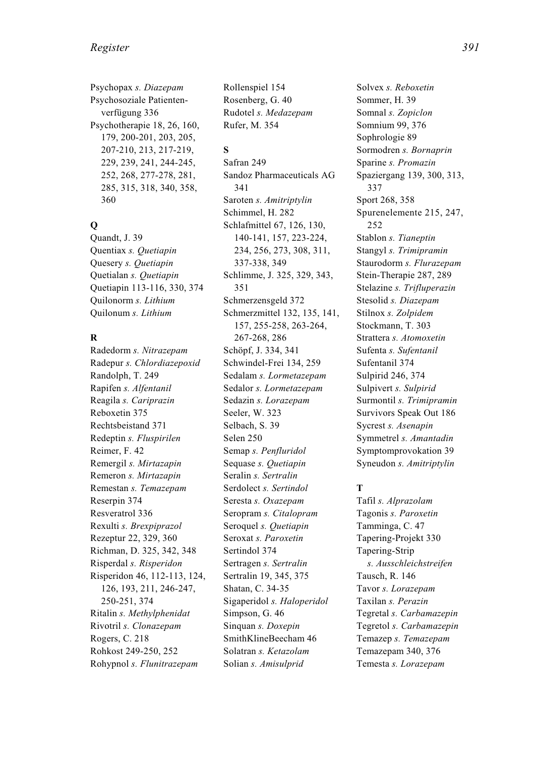Psychopax *s. Diazepam*
Psychosoziale Patientenverfügung 336
Psychotherapie 18, 26, 160, 179, 200-201, 203, 205, 207-210, 213, 217-219, 229, 239, 241, 244-245, 252, 268, 277-278, 281, 285, 315, 318, 340, 358, 360

**Q**

Quandt, J. 39
Quentiax *s. Quetiapin*
Quesery *s. Quetiapin*
Quetialan *s. Quetiapin*
Quetiapin 113-116, 330, 374
Quilonorm *s. Lithium*
Quilonum *s. Lithium*

**R**

Radedorm *s. Nitrazepam*
Radepur *s. Chlordiazepoxid*
Randolph, T. 249
Rapifen *s. Alfentanil*
Reagila *s. Cariprazin*
Reboxetin 375
Rechtsbeistand 371
Redeptin *s. Fluspirilen*
Reimer, F. 42
Remergil *s. Mirtazapin*
Remeron *s. Mirtazapin*
Remestan *s. Temazepam*
Reserpin 374
Resveratrol 336
Rexulti *s. Brexpiprazol*
Rezeptur 22, 329, 360
Richman, D. 325, 342, 348
Risperdal *s. Risperidon*
Risperidon 46, 112-113, 124, 126, 193, 211, 246-247, 250-251, 374
Ritalin *s. Methylphenidat*
Rivotril *s. Clonazepam*
Rogers, C. 218
Rohkost 249-250, 252
Rohypnol *s. Flunitrazepam*
Rollenspiel 154
Rosenberg, G. 40
Rudotel *s. Medazepam*
Rufer, M. 354

**S**

Safran 249
Sandoz Pharmaceuticals AG 341
Saroten *s. Amitriptylin*
Schimmel, H. 282
Schlafmittel 67, 126, 130, 140-141, 157, 223-224, 234, 256, 273, 308, 311, 337-338, 349
Schlimme, J. 325, 329, 343, 351
Schmerzensgeld 372
Schmerzmittel 132, 135, 141, 157, 255-258, 263-264, 267-268, 286
Schöpf, J. 334, 341
Schwindel-Frei 134, 259
Sedalam *s. Lormetazepam*
Sedalor *s. Lormetazepam*
Sedazin *s. Lorazepam*
Seeler, W. 323
Selbach, S. 39
Selen 250
Semap *s. Penfluridol*
Sequase *s. Quetiapin*
Seralin *s. Sertralin*
Serdolect *s. Sertindol*
Seresta *s. Oxazepam*
Seropram *s. Citalopram*
Seroquel *s. Quetiapin*
Seroxat *s. Paroxetin*
Sertindol 374
Sertragen *s. Sertralin*
Sertralin 19, 345, 375
Shatan, C. 34-35
Sigaperidol *s. Haloperidol*
Simpson, G. 46
Sinquan *s. Doxepin*
SmithKlineBeecham 46
Solatran *s. Ketazolam*
Solian *s. Amisulprid*
Solvex *s. Reboxetin*
Sommer, H. 39
Somnal *s. Zopiclon*
Somnium 99, 376
Sophrologie 89
Sormodren *s. Bornaprin*
Sparine *s. Promazin*
Spaziergang 139, 300, 313, 337
Sport 268, 358
Spurenelemente 215, 247, 252
Stablon *s. Tianeptin*
Stangyl *s. Trimipramin*
Staurodorm *s. Flurazepam*
Stein-Therapie 287, 289
Stelazine *s. Trifluperazin*
Stesolid *s. Diazepam*
Stilnox *s. Zolpidem*
Stockmann, T. 303
Strattera *s. Atomoxetin*
Sufenta *s. Sufentanil*
Sufentanil 374
Sulpirid 246, 374
Sulpivert *s. Sulpirid*
Surmontil *s. Trimipramin*
Survivors Speak Out 186
Sycrest *s. Asenapin*
Symmetrel *s. Amantadin*
Symptomprovokation 39
Syneudon *s. Amitriptylin*

**T**

Tafil *s. Alprazolam*
Tagonis *s. Paroxetin*
Tamminga, C. 47
Tapering-Projekt 330
Tapering-Strip *s. Ausschleichstreifen*
Tausch, R. 146
Tavor *s. Lorazepam*
Taxilan *s. Perazin*
Tegretal *s. Carbamazepin*
Tegretol *s. Carbamazepin*
Temazep *s. Temazepam*
Temazepam 340, 376
Temesta *s. Lorazepam*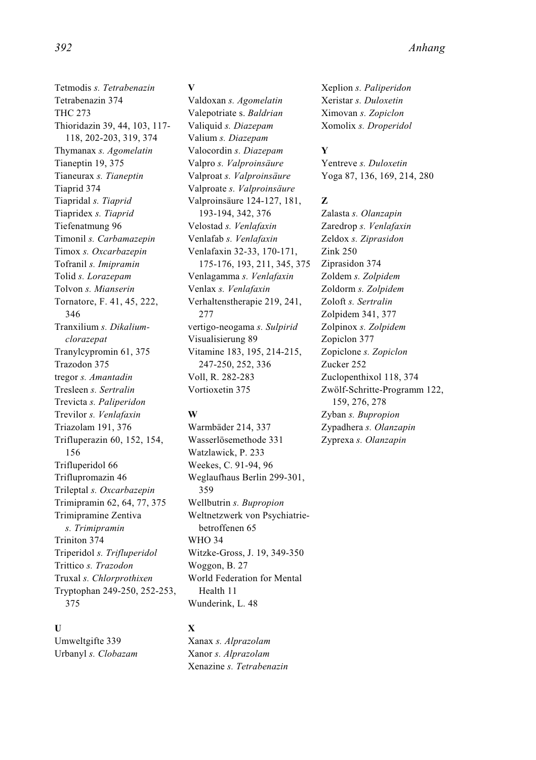Tetmodis *s. Tetrabenazin*
Tetrabenazin 374
THC 273
Thioridazin 39, 44, 103, 117-118, 202-203, 319, 374
Thymanax *s. Agomelatin*
Tianeptin 19, 375
Tianeurax *s. Tianeptin*
Tiaprid 374
Tiapridal *s. Tiaprid*
Tiapridex *s. Tiaprid*
Tiefenatmung 96
Timonil *s. Carbamazepin*
Timox *s. Oxcarbazepin*
Tofranil *s. Imipramin*
Tolid *s. Lorazepam*
Tolvon *s. Mianserin*
Tornatore, F. 41, 45, 222, 346
Tranxilium *s. Dikalium-clorazepat*
Tranylcypromin 61, 375
Trazodon 375
tregor *s. Amantadin*
Tresleen *s. Sertralin*
Trevicta *s. Paliperidon*
Trevilor *s. Venlafaxin*
Triazolam 191, 376
Trifluperazin 60, 152, 154, 156
Trifluperidol 66
Triflupromazin 46
Trileptal *s. Oxcarbazepin*
Trimipramin 62, 64, 77, 375
Trimipramine Zentiva *s. Trimipramin*
Triniton 374
Triperidol *s. Trifluperidol*
Trittico *s. Trazodon*
Truxal *s. Chlorprothixen*
Tryptophan 249-250, 252-253, 375

**U**

Umweltgifte 339
Urbanyl *s. Clobazam*

**V**

Valdoxan *s. Agomelatin*
Valepotriate s. *Baldrian*
Valiquid *s. Diazepam*
Valium *s. Diazepam*
Valocordin *s. Diazepam*
Valpro *s. Valproinsäure*
Valproat *s. Valproinsäure*
Valproate *s. Valproinsäure*
Valproinsäure 124-127, 181, 193-194, 342, 376
Velostad *s. Venlafaxin*
Venlafab *s. Venlafaxin*
Venlafaxin 32-33, 170-171, 175-176, 193, 211, 345, 375
Venlagamma *s. Venlafaxin*
Venlax *s. Venlafaxin*
Verhaltenstherapie 219, 241, 277
vertigo-neogama *s. Sulpirid*
Visualisierung 89
Vitamine 183, 195, 214-215, 247-250, 252, 336
Voll, R. 282-283
Vortioxetin 375

**W**

Warmbäder 214, 337
Wasserlösemethode 331
Watzlawick, P. 233
Weekes, C. 91-94, 96
Weglaufhaus Berlin 299-301, 359
Wellbutrin *s. Bupropion*
Weltnetzwerk von Psychiatrie-betroffenen 65
WHO 34
Witzke-Gross, J. 19, 349-350
Woggon, B. 27
World Federation for Mental Health 11
Wunderink, L. 48

**X**

Xanax *s. Alprazolam*
Xanor *s. Alprazolam*
Xenazine *s. Tetrabenazin*
Xeplion *s. Paliperidon*
Xeristar *s. Duloxetin*
Ximovan *s. Zopiclon*
Xomolix *s. Droperidol*

**Y**

Yentreve *s. Duloxetin*
Yoga 87, 136, 169, 214, 280

**Z**

Zalasta *s. Olanzapin*
Zaredrop *s. Venlafaxin*
Zeldox *s. Ziprasidon*
Zink 250
Ziprasidon 374
Zoldem *s. Zolpidem*
Zoldorm *s. Zolpidem*
Zoloft *s. Sertralin*
Zolpidem 341, 377
Zolpinox *s. Zolpidem*
Zopiclon 377
Zopiclone *s. Zopiclon*
Zucker 252
Zuclopenthixol 118, 374
Zwölf-Schritte-Programm 122, 159, 276, 278
Zyban *s. Bupropion*
Zypadhera *s. Olanzapin*
Zyprexa *s. Olanzapin*